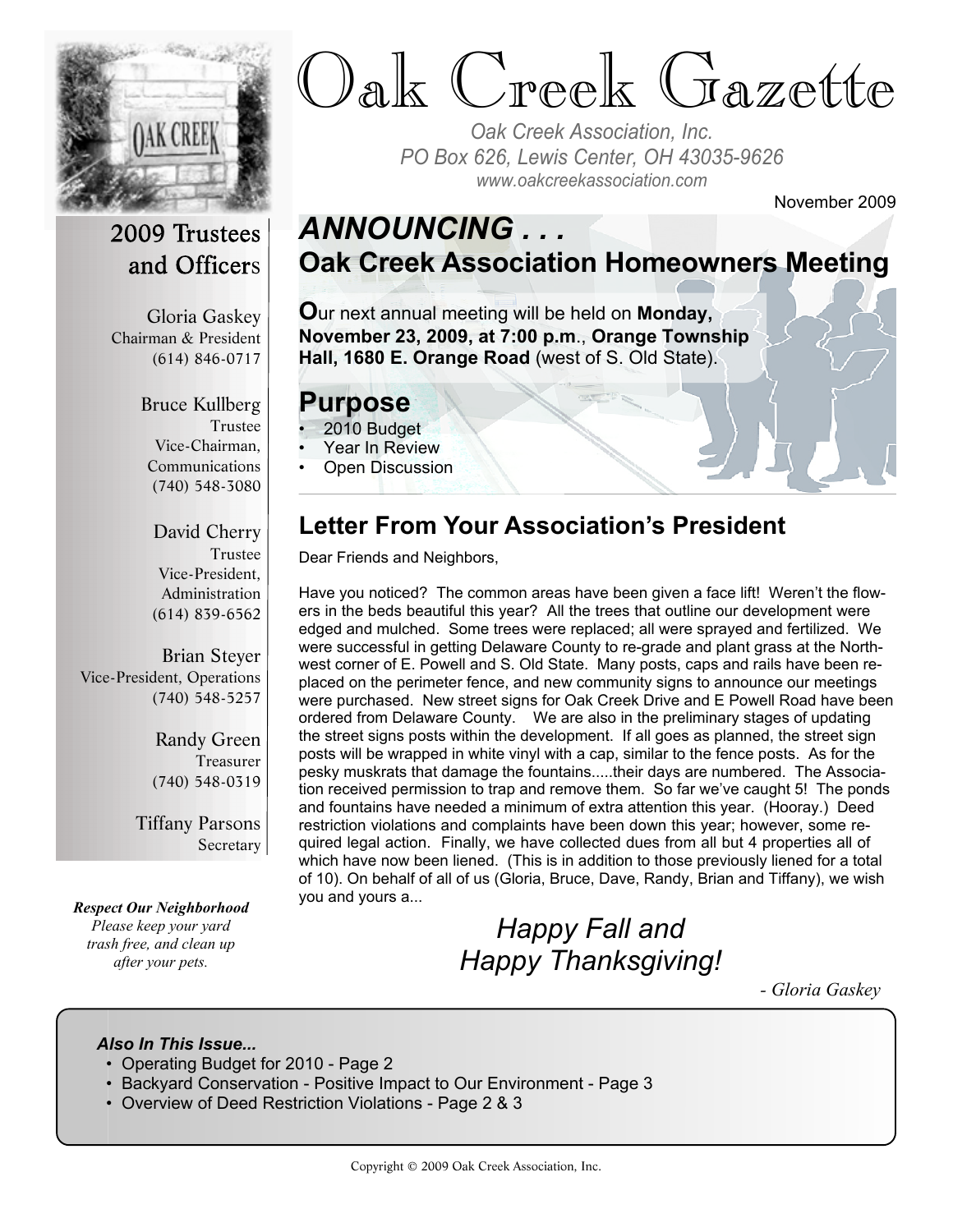# Oak Creek Gazette

*Oak Creek Association, Inc.*
*PO Box 626, Lewis Center, OH 43035-9626*
*www.oakcreekassociation.com*

November 2009

## 2009 Trustees and Officers

Gloria Gaskey
Chairman & President
(614) 846-0717

Bruce Kullberg
Trustee
Vice-Chairman, Communications
(740) 548-3080

David Cherry
Trustee
Vice-President, Administration
(614) 839-6562

Brian Steyer
Vice-President, Operations
(740) 548-5257

Randy Green
Treasurer
(740) 548-0319

Tiffany Parsons
Secretary

***Respect Our Neighborhood***
*Please keep your yard trash free, and clean up after your pets.*

## *ANNOUNCING . . .*

## Oak Creek Association Homeowners Meeting

Our next annual meeting will be held on **Monday, November 23, 2009, at 7:00 p.m**., **Orange Township Hall, 1680 E. Orange Road** (west of S. Old State).

## Purpose

- 2010 Budget
- Year In Review
- Open Discussion

## Letter From Your Association's President

Dear Friends and Neighbors,

Have you noticed? The common areas have been given a face lift! Weren't the flowers in the beds beautiful this year? All the trees that outline our development were edged and mulched. Some trees were replaced; all were sprayed and fertilized. We were successful in getting Delaware County to re-grade and plant grass at the Northwest corner of E. Powell and S. Old State. Many posts, caps and rails have been replaced on the perimeter fence, and new community signs to announce our meetings were purchased. New street signs for Oak Creek Drive and E Powell Road have been ordered from Delaware County. We are also in the preliminary stages of updating the street signs posts within the development. If all goes as planned, the street sign posts will be wrapped in white vinyl with a cap, similar to the fence posts. As for the pesky muskrats that damage the fountains.....their days are numbered. The Association received permission to trap and remove them. So far we've caught 5! The ponds and fountains have needed a minimum of extra attention this year. (Hooray.) Deed restriction violations and complaints have been down this year; however, some required legal action. Finally, we have collected dues from all but 4 properties all of which have now been liened. (This is in addition to those previously liened for a total of 10). On behalf of all of us (Gloria, Bruce, Dave, Randy, Brian and Tiffany), we wish you and yours a...

*Happy Fall and*
*Happy Thanksgiving!*

*- Gloria Gaskey*

***Also In This Issue...***

- Operating Budget for 2010 - Page 2
- Backyard Conservation - Positive Impact to Our Environment - Page 3
- Overview of Deed Restriction Violations - Page 2 & 3

Copyright © 2009 Oak Creek Association, Inc.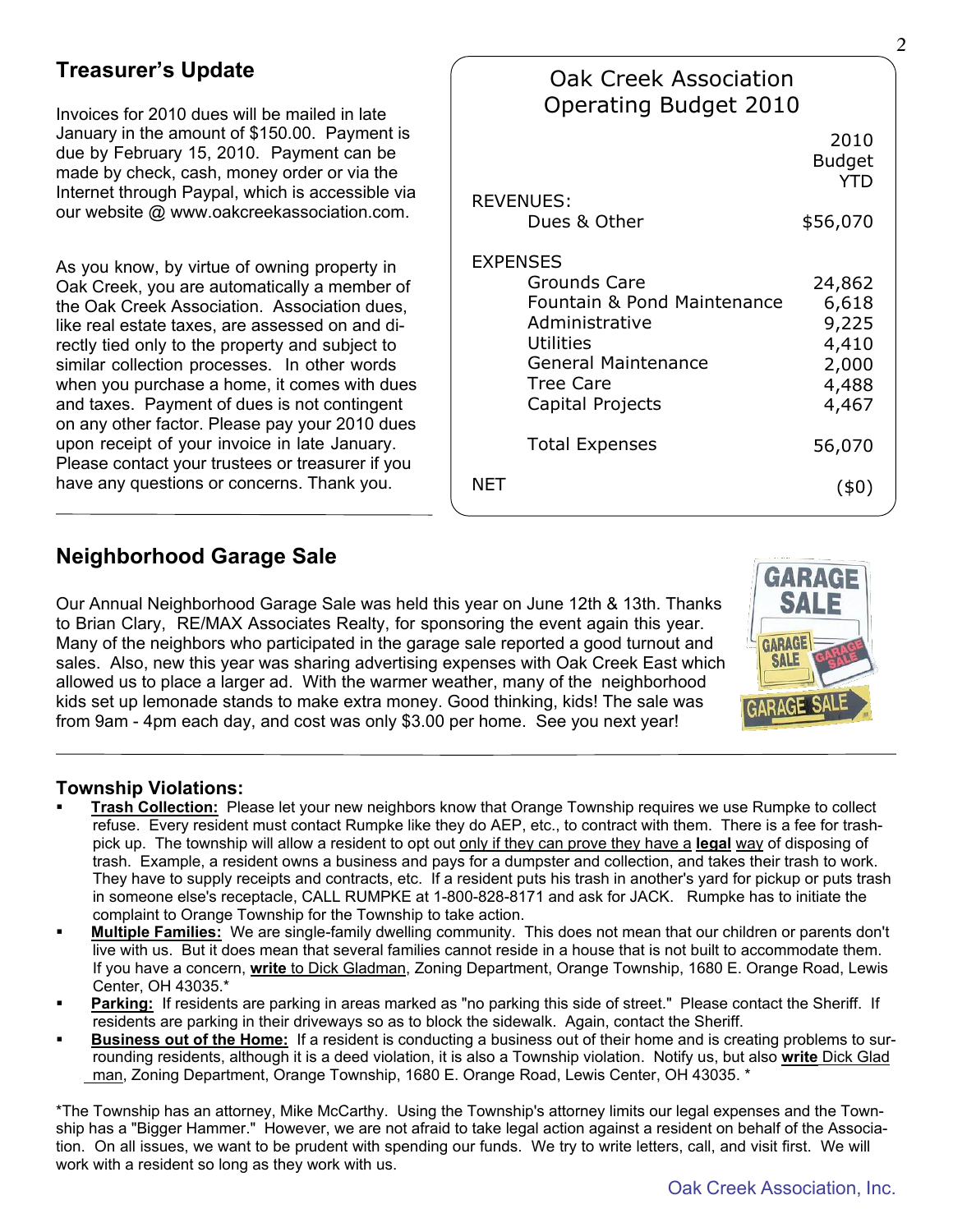## Treasurer's Update

Invoices for 2010 dues will be mailed in late January in the amount of $150.00. Payment is due by February 15, 2010. Payment can be made by check, cash, money order or via the Internet through Paypal, which is accessible via our website @ www.oakcreekassociation.com.

As you know, by virtue of owning property in Oak Creek, you are automatically a member of the Oak Creek Association. Association dues, like real estate taxes, are assessed on and directly tied only to the property and subject to similar collection processes. In other words when you purchase a home, it comes with dues and taxes. Payment of dues is not contingent on any other factor. Please pay your 2010 dues upon receipt of your invoice in late January. Please contact your trustees or treasurer if you have any questions or concerns. Thank you.

### Oak Creek Association Operating Budget 2010

| | 2010 Budget YTD |
|---|---|
| **REVENUES:** | |
| Dues & Other | $56,070 |
| **EXPENSES** | |
| Grounds Care | 24,862 |
| Fountain & Pond Maintenance | 6,618 |
| Administrative | 9,225 |
| Utilities | 4,410 |
| General Maintenance | 2,000 |
| Tree Care | 4,488 |
| Capital Projects | 4,467 |
| Total Expenses | 56,070 |
| **NET** | ($0) |

## Neighborhood Garage Sale

Our Annual Neighborhood Garage Sale was held this year on June 12th & 13th. Thanks to Brian Clary, RE/MAX Associates Realty, for sponsoring the event again this year. Many of the neighbors who participated in the garage sale reported a good turnout and sales. Also, new this year was sharing advertising expenses with Oak Creek East which allowed us to place a larger ad. With the warmer weather, many of the neighborhood kids set up lemonade stands to make extra money. Good thinking, kids! The sale was from 9am - 4pm each day, and cost was only $3.00 per home. See you next year!

## Township Violations:

- **Trash Collection:** Please let your new neighbors know that Orange Township requires we use Rumpke to collect refuse. Every resident must contact Rumpke like they do AEP, etc., to contract with them. There is a fee for trash-pick up. The township will allow a resident to opt out only if they can prove they have a **legal** way of disposing of trash. Example, a resident owns a business and pays for a dumpster and collection, and takes their trash to work. They have to supply receipts and contracts, etc. If a resident puts his trash in another's yard for pickup or puts trash in someone else's receptacle, CALL RUMPKE at 1-800-828-8171 and ask for JACK. Rumpke has to initiate the complaint to Orange Township for the Township to take action.
- **Multiple Families:** We are single-family dwelling community. This does not mean that our children or parents don't live with us. But it does mean that several families cannot reside in a house that is not built to accommodate them. If you have a concern, **write** to Dick Gladman, Zoning Department, Orange Township, 1680 E. Orange Road, Lewis Center, OH 43035.*
- **Parking:** If residents are parking in areas marked as "no parking this side of street." Please contact the Sheriff. If residents are parking in their driveways so as to block the sidewalk. Again, contact the Sheriff.
- **Business out of the Home:** If a resident is conducting a business out of their home and is creating problems to surrounding residents, although it is a deed violation, it is also a Township violation. Notify us, but also **write** Dick Gladman, Zoning Department, Orange Township, 1680 E. Orange Road, Lewis Center, OH 43035. *

*The Township has an attorney, Mike McCarthy. Using the Township's attorney limits our legal expenses and the Township has a "Bigger Hammer." However, we are not afraid to take legal action against a resident on behalf of the Association. On all issues, we want to be prudent with spending our funds. We try to write letters, call, and visit first. We will work with a resident so long as they work with us.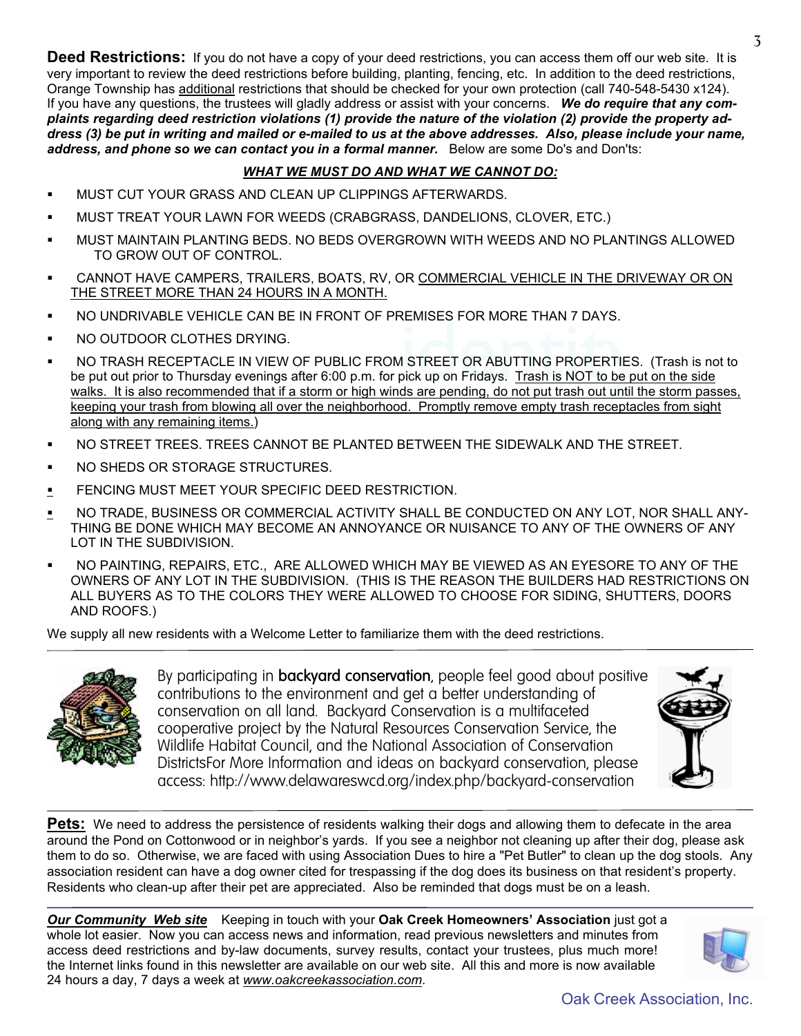**Deed Restrictions:** If you do not have a copy of your deed restrictions, you can access them off our web site. It is very important to review the deed restrictions before building, planting, fencing, etc. In addition to the deed restrictions, Orange Township has additional restrictions that should be checked for your own protection (call 740-548-5430 x124). If you have any questions, the trustees will gladly address or assist with your concerns. ***We do require that any complaints regarding deed restriction violations (1) provide the nature of the violation (2) provide the property address (3) be put in writing and mailed or e-mailed to us at the above addresses. Also, please include your name, address, and phone so we can contact you in a formal manner.*** Below are some Do's and Don'ts:

***WHAT WE MUST DO AND WHAT WE CANNOT DO:***

- MUST CUT YOUR GRASS AND CLEAN UP CLIPPINGS AFTERWARDS.
- MUST TREAT YOUR LAWN FOR WEEDS (CRABGRASS, DANDELIONS, CLOVER, ETC.)
- MUST MAINTAIN PLANTING BEDS. NO BEDS OVERGROWN WITH WEEDS AND NO PLANTINGS ALLOWED TO GROW OUT OF CONTROL.
- CANNOT HAVE CAMPERS, TRAILERS, BOATS, RV, OR COMMERCIAL VEHICLE IN THE DRIVEWAY OR ON THE STREET MORE THAN 24 HOURS IN A MONTH.
- NO UNDRIVABLE VEHICLE CAN BE IN FRONT OF PREMISES FOR MORE THAN 7 DAYS.
- NO OUTDOOR CLOTHES DRYING.
- NO TRASH RECEPTACLE IN VIEW OF PUBLIC FROM STREET OR ABUTTING PROPERTIES. (Trash is not to be put out prior to Thursday evenings after 6:00 p.m. for pick up on Fridays. Trash is NOT to be put on the side walks. It is also recommended that if a storm or high winds are pending, do not put trash out until the storm passes, keeping your trash from blowing all over the neighborhood. Promptly remove empty trash receptacles from sight along with any remaining items.)
- NO STREET TREES. TREES CANNOT BE PLANTED BETWEEN THE SIDEWALK AND THE STREET.
- NO SHEDS OR STORAGE STRUCTURES.
- FENCING MUST MEET YOUR SPECIFIC DEED RESTRICTION.
- NO TRADE, BUSINESS OR COMMERCIAL ACTIVITY SHALL BE CONDUCTED ON ANY LOT, NOR SHALL ANYTHING BE DONE WHICH MAY BECOME AN ANNOYANCE OR NUISANCE TO ANY OF THE OWNERS OF ANY LOT IN THE SUBDIVISION.
- NO PAINTING, REPAIRS, ETC., ARE ALLOWED WHICH MAY BE VIEWED AS AN EYESORE TO ANY OF THE OWNERS OF ANY LOT IN THE SUBDIVISION. (THIS IS THE REASON THE BUILDERS HAD RESTRICTIONS ON ALL BUYERS AS TO THE COLORS THEY WERE ALLOWED TO CHOOSE FOR SIDING, SHUTTERS, DOORS AND ROOFS.)

We supply all new residents with a Welcome Letter to familiarize them with the deed restrictions.

---

By participating in **backyard conservation**, people feel good about positive contributions to the environment and get a better understanding of conservation on all land. Backyard Conservation is a multifaceted cooperative project by the Natural Resources Conservation Service, the Wildlife Habitat Council, and the National Association of Conservation DistrictsFor More Information and ideas on backyard conservation, please access: http://www.delawareswcd.org/index.php/backyard-conservation

---

**Pets:** We need to address the persistence of residents walking their dogs and allowing them to defecate in the area around the Pond on Cottonwood or in neighbor's yards. If you see a neighbor not cleaning up after their dog, please ask them to do so. Otherwise, we are faced with using Association Dues to hire a "Pet Butler" to clean up the dog stools. Any association resident can have a dog owner cited for trespassing if the dog does its business on that resident's property. Residents who clean-up after their pet are appreciated. Also be reminded that dogs must be on a leash.

---

***Our Community Web site*** Keeping in touch with your **Oak Creek Homeowners' Association** just got a whole lot easier. Now you can access news and information, read previous newsletters and minutes from access deed restrictions and by-law documents, survey results, contact your trustees, plus much more! the Internet links found in this newsletter are available on our web site. All this and more is now available 24 hours a day, 7 days a week at *www.oakcreekassociation.com*.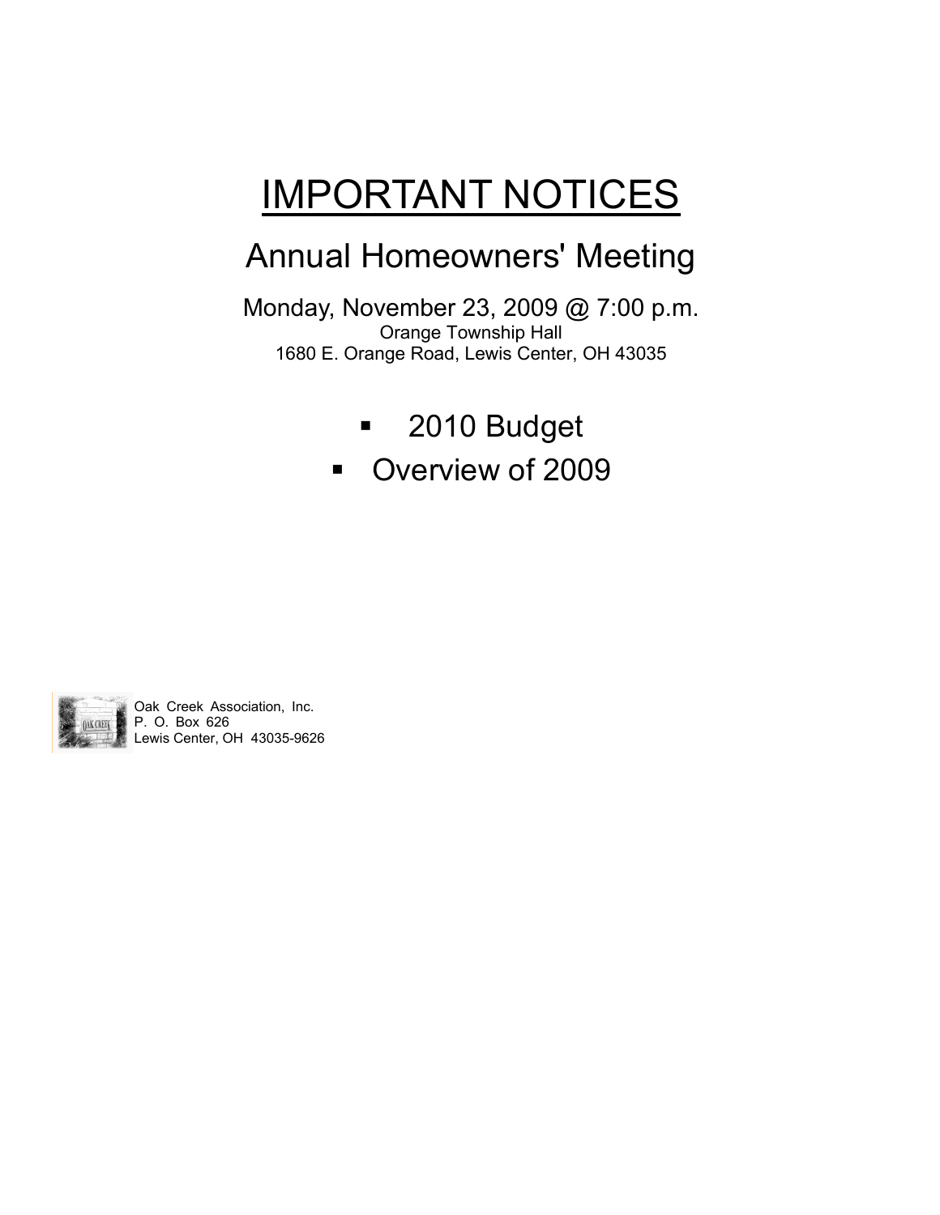# IMPORTANT NOTICES

## Annual Homeowners' Meeting

Monday, November 23, 2009 @ 7:00 p.m.
Orange Township Hall
1680 E. Orange Road, Lewis Center, OH 43035

- 2010 Budget
- Overview of 2009

Oak Creek Association, Inc.
P. O. Box 626
Lewis Center, OH 43035-9626